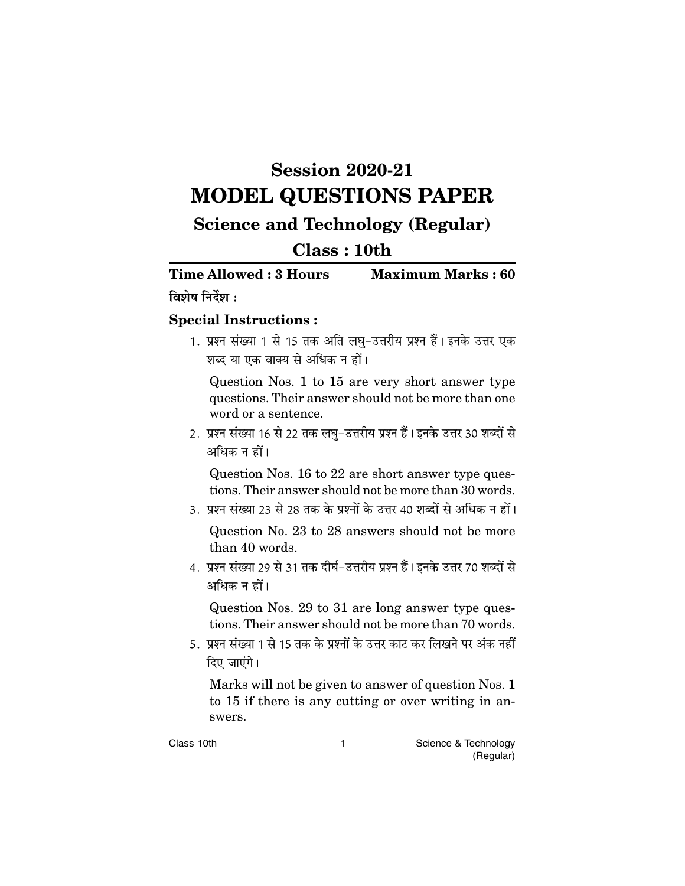# Session 2020-21
# MODEL QUESTIONS PAPER
## Science and Technology (Regular)
## Class : 10th

**Time Allowed : 3 Hours** **Maximum Marks : 60**

**विशेष निर्देश :**

### Special Instructions :

1. प्रश्न संख्या 1 से 15 तक अति लघु-उत्तरीय प्रश्न हैं। इनके उत्तर एक शब्द या एक वाक्य से अधिक न हों।

   Question Nos. 1 to 15 are very short answer type questions. Their answer should not be more than one word or a sentence.

2. प्रश्न संख्या 16 से 22 तक लघु-उत्तरीय प्रश्न हैं। इनके उत्तर 30 शब्दों से अधिक न हों।

   Question Nos. 16 to 22 are short answer type questions. Their answer should not be more than 30 words.

3. प्रश्न संख्या 23 से 28 तक के प्रश्नों के उत्तर 40 शब्दों से अधिक न हों।

   Question No. 23 to 28 answers should not be more than 40 words.

4. प्रश्न संख्या 29 से 31 तक दीर्घ-उत्तरीय प्रश्न हैं। इनके उत्तर 70 शब्दों से अधिक न हों।

   Question Nos. 29 to 31 are long answer type questions. Their answer should not be more than 70 words.

5. प्रश्न संख्या 1 से 15 तक के प्रश्नों के उत्तर काट कर लिखने पर अंक नहीं दिए जाएंगे।

   Marks will not be given to answer of question Nos. 1 to 15 if there is any cutting or over writing in answers.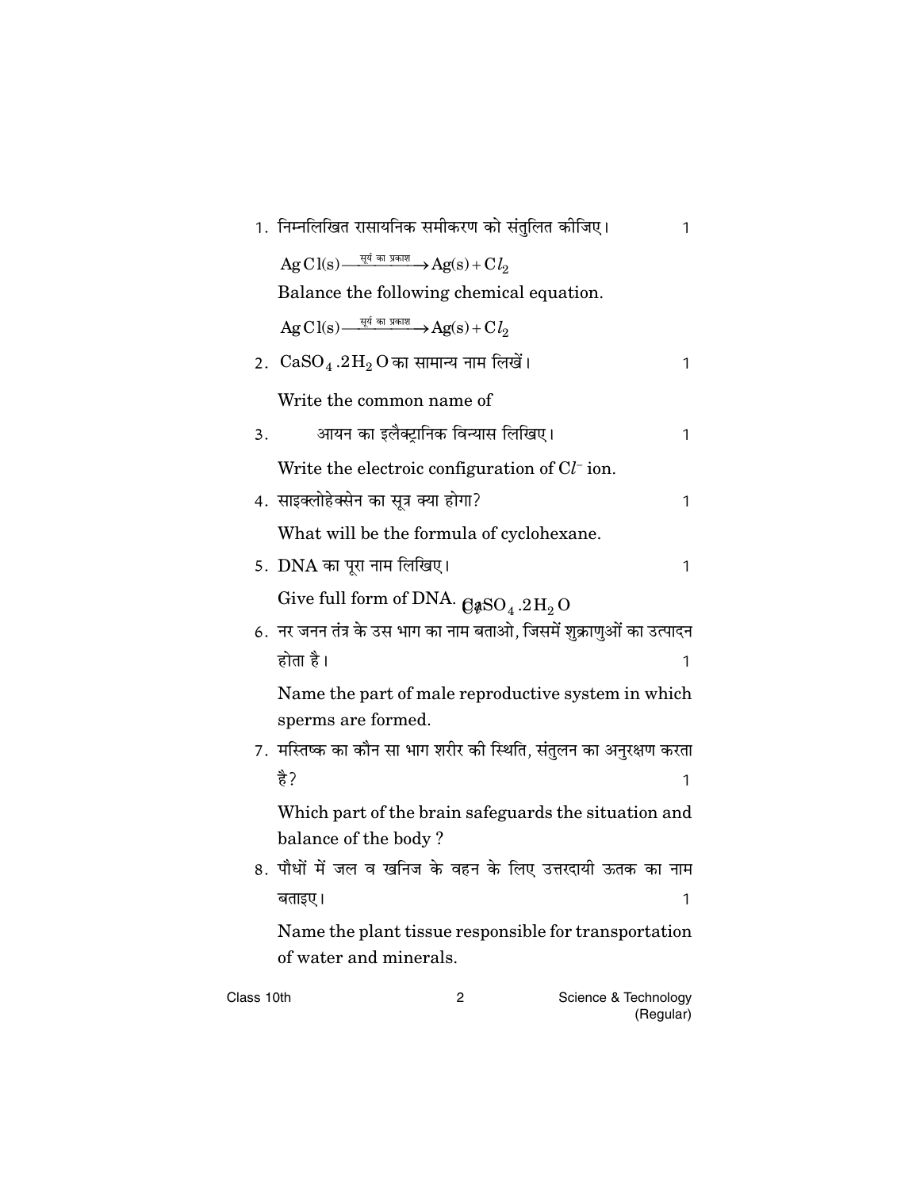1. निम्नलिखित रासायनिक समीकरण को संतुलित कीजिए। 1

   $AgCl(s) \xrightarrow{\text{सूर्य का प्रकाश}} Ag(s) + Cl_2$

   Balance the following chemical equation.

   $AgCl(s) \xrightarrow{\text{सूर्य का प्रकाश}} Ag(s) + Cl_2$

2. $CaSO_4.2H_2O$ का सामान्य नाम लिखें। 1

   Write the common name of

3. आयन का इलैक्ट्रानिक विन्यास लिखिए। 1

   Write the electroic configuration of $Cl^-$ ion.

4. साइक्लोहेक्सेन का सूत्र क्या होगा? 1

   What will be the formula of cyclohexane.

5. DNA का पूरा नाम लिखिए। 1

   Give full form of DNA. $CaSO_4.2H_2O$

6. नर जनन तंत्र के उस भाग का नाम बताओ, जिसमें शुक्राणुओं का उत्पादन होता है। 1

   Name the part of male reproductive system in which sperms are formed.

7. मस्तिष्क का कौन सा भाग शरीर की स्थिति, संतुलन का अनुरक्षण करता है? 1

   Which part of the brain safeguards the situation and balance of the body ?

8. पौधों में जल व खनिज के वहन के लिए उत्तरदायी ऊतक का नाम बताइए। 1

   Name the plant tissue responsible for transportation of water and minerals.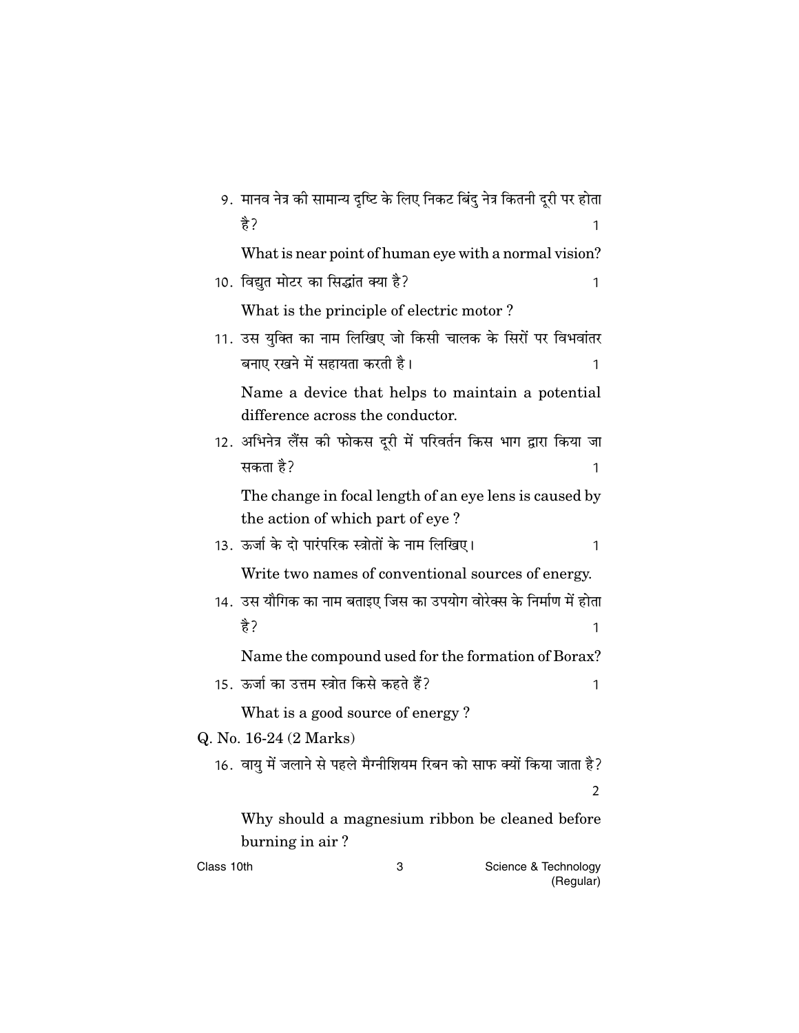9. मानव नेत्र की सामान्य दृष्टि के लिए निकट बिंदु नेत्र कितनी दूरी पर होता है? 1

   What is near point of human eye with a normal vision?

10. विद्युत मोटर का सिद्धांत क्या है? 1

    What is the principle of electric motor ?

11. उस युक्ति का नाम लिखिए जो किसी चालक के सिरों पर विभवांतर बनाए रखने में सहायता करती है। 1

    Name a device that helps to maintain a potential difference across the conductor.

12. अभिनेत्र लैंस की फोकस दूरी में परिवर्तन किस भाग द्वारा किया जा सकता है? 1

    The change in focal length of an eye lens is caused by the action of which part of eye ?

13. ऊर्जा के दो पारंपरिक स्त्रोतों के नाम लिखिए। 1

    Write two names of conventional sources of energy.

14. उस यौगिक का नाम बताइए जिस का उपयोग वोरेक्स के निर्माण में होता है? 1

    Name the compound used for the formation of Borax?

15. ऊर्जा का उत्तम स्त्रोत किसे कहते हैं? 1

    What is a good source of energy ?

Q. No. 16-24 (2 Marks)

16. वायु में जलाने से पहले मैग्नीशियम रिबन को साफ क्यों किया जाता है? 2

    Why should a magnesium ribbon be cleaned before burning in air ?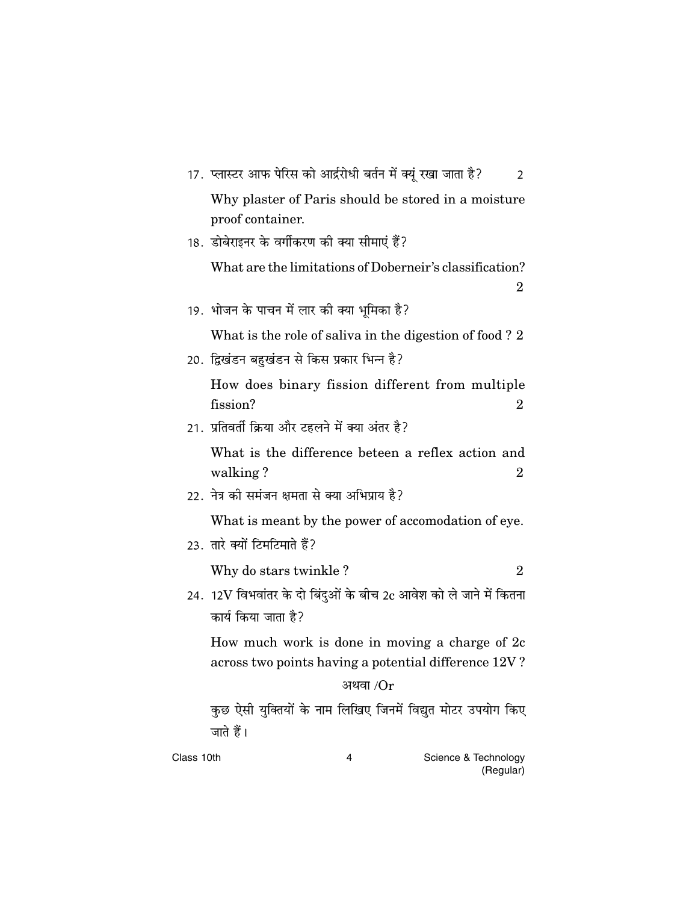17. प्लास्टर आफ पेरिस को आर्द्ररोधी बर्तन में क्यूं रखा जाता है? 2

    Why plaster of Paris should be stored in a moisture proof container.

18. डोबेराइनर के वर्गीकरण की क्या सीमाएं हैं?

    What are the limitations of Doberneir's classification? 2

19. भोजन के पाचन में लार की क्या भूमिका है?

    What is the role of saliva in the digestion of food ? 2

20. द्विखंडन बहुखंडन से किस प्रकार भिन्न है?

    How does binary fission different from multiple fission? 2

21. प्रतिवर्ती क्रिया और टहलने में क्या अंतर है?

    What is the difference beteen a reflex action and walking ? 2

22. नेत्र की समंजन क्षमता से क्या अभिप्राय है?

    What is meant by the power of accomodation of eye.

23. तारे क्यों टिमटिमाते हैं?

    Why do stars twinkle ? 2

24. 12V विभवांतर के दो बिंदुओं के बीच 2c आवेश को ले जाने में कितना कार्य किया जाता है?

    How much work is done in moving a charge of 2c across two points having a potential difference 12V ?

    अथवा /Or

    कुछ ऐसी युक्तियों के नाम लिखिए जिनमें विद्युत मोटर उपयोग किए जाते हैं।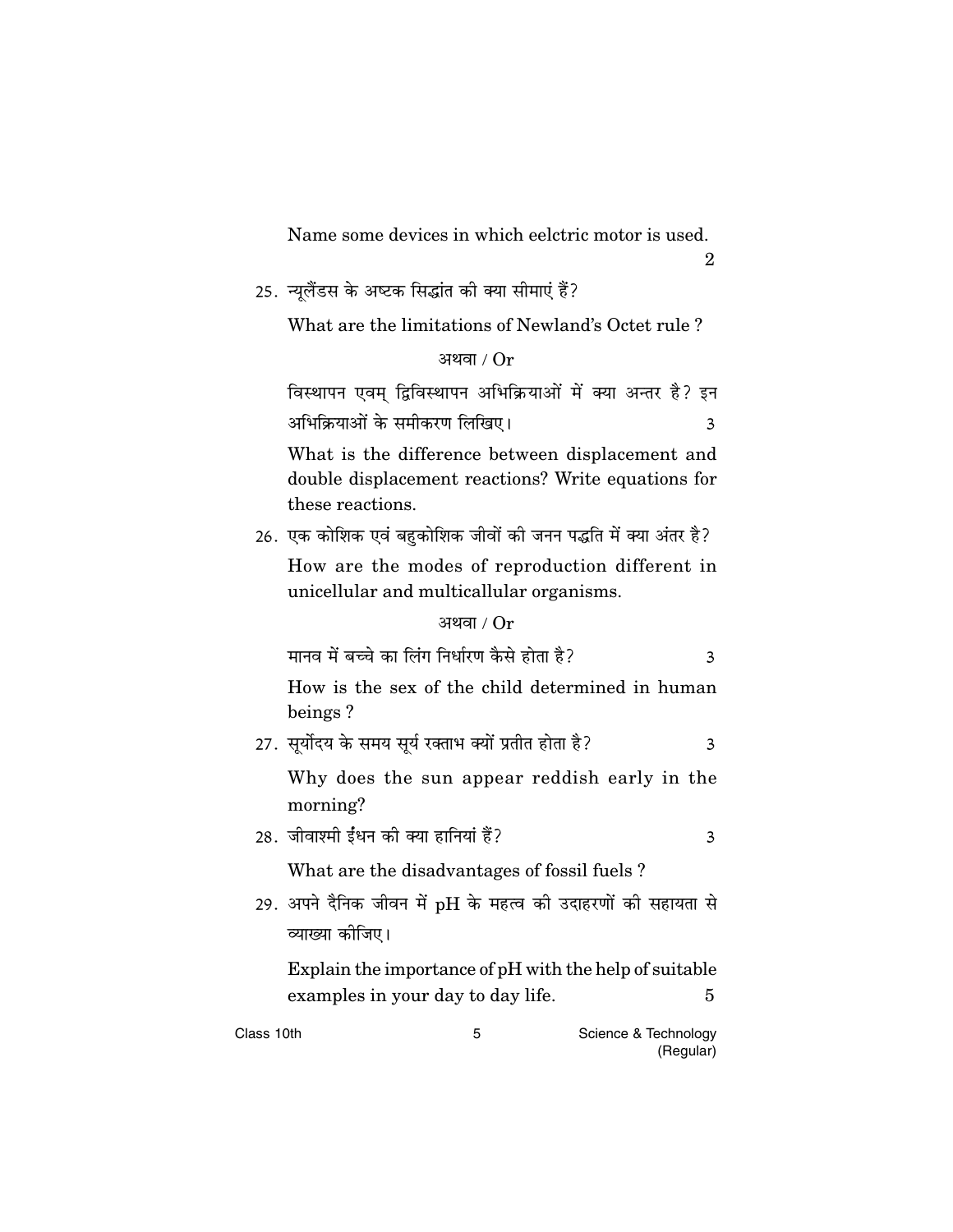Name some devices in which eelctric motor is used. 2

25. न्यूलैंडस के अष्टक सिद्धांत की क्या सीमाएं हैं?

What are the limitations of Newland's Octet rule ?

अथवा / Or

विस्थापन एवम् द्विविस्थापन अभिक्रियाओं में क्या अन्तर है? इन अभिक्रियाओं के समीकरण लिखिए। 3

What is the difference between displacement and double displacement reactions? Write equations for these reactions.

26. एक कोशिक एवं बहुकोशिक जीवों की जनन पद्धति में क्या अंतर है?

How are the modes of reproduction different in unicellular and multicallular organisms.

अथवा / Or

मानव में बच्चे का लिंग निर्धारण कैसे होता है? 3

How is the sex of the child determined in human beings ?

27. सूर्योदय के समय सूर्य रक्ताभ क्यों प्रतीत होता है? 3

Why does the sun appear reddish early in the morning?

28. जीवाश्मी ईंधन की क्या हानियां हैं? 3

What are the disadvantages of fossil fuels ?

29. अपने दैनिक जीवन में pH के महत्व की उदाहरणों की सहायता से व्याख्या कीजिए।

Explain the importance of pH with the help of suitable examples in your day to day life. 5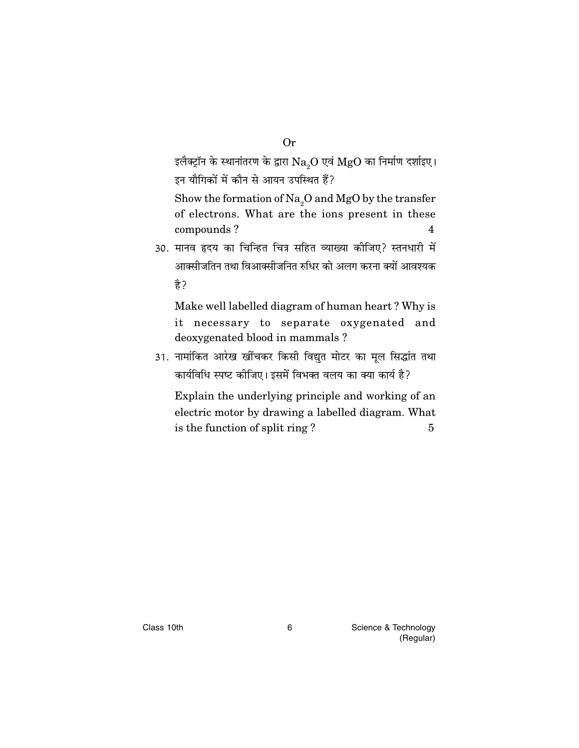Or

इलैक्ट्रॉन के स्थानांतरण के द्वारा $Na_2O$ एवं $MgO$ का निर्माण दर्शाइए। इन यौगिकों में कौन से आयन उपस्थित हैं?

Show the formation of $Na_2O$ and $MgO$ by the transfer of electrons. What are the ions present in these compounds ? 4

30. मानव हृदय का चिन्हित चित्र सहित व्याख्या कीजिए? स्तनधारी में आक्सीजतिन तथा विआक्सीजनित रुधिर को अलग करना क्यों आवश्यक है?

Make well labelled diagram of human heart ? Why is it necessary to separate oxygenated and deoxygenated blood in mammals ?

31. नामांकित आरेख खींचकर किसी विद्युत मोटर का मूल सिद्धांत तथा कार्यविधि स्पष्ट कीजिए। इसमें विभक्त वलय का क्या कार्य है?

Explain the underlying principle and working of an electric motor by drawing a labelled diagram. What is the function of split ring ? 5